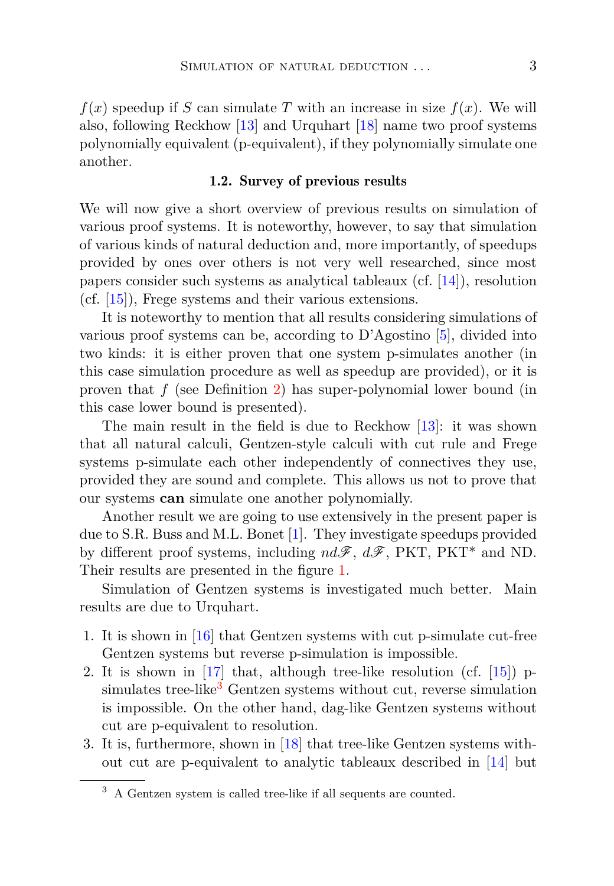$f(x)$ speedup if $S$ can simulate $T$ with an increase in size $f(x)$. We will also, following Reckhow [13] and Urquhart [18] name two proof systems polynomially equivalent (p-equivalent), if they polynomially simulate one another.

### 1.2. Survey of previous results

We will now give a short overview of previous results on simulation of various proof systems. It is noteworthy, however, to say that simulation of various kinds of natural deduction and, more importantly, of speedups provided by ones over others is not very well researched, since most papers consider such systems as analytical tableaux (cf. [14]), resolution (cf. [15]), Frege systems and their various extensions.

It is noteworthy to mention that all results considering simulations of various proof systems can be, according to D'Agostino [5], divided into two kinds: it is either proven that one system p-simulates another (in this case simulation procedure as well as speedup are provided), or it is proven that $f$ (see Definition 2) has super-polynomial lower bound (in this case lower bound is presented).

The main result in the field is due to Reckhow [13]: it was shown that all natural calculi, Gentzen-style calculi with cut rule and Frege systems p-simulate each other independently of connectives they use, provided they are sound and complete. This allows us not to prove that our systems **can** simulate one another polynomially.

Another result we are going to use extensively in the present paper is due to S.R. Buss and M.L. Bonet [1]. They investigate speedups provided by different proof systems, including $nd\mathscr{F}$, $d\mathscr{F}$, PKT, PKT* and ND. Their results are presented in the figure 1.

Simulation of Gentzen systems is investigated much better. Main results are due to Urquhart.

1. It is shown in [16] that Gentzen systems with cut p-simulate cut-free Gentzen systems but reverse p-simulation is impossible.
2. It is shown in [17] that, although tree-like resolution (cf. [15]) p-simulates tree-like[3] Gentzen systems without cut, reverse simulation is impossible. On the other hand, dag-like Gentzen systems without cut are p-equivalent to resolution.
3. It is, furthermore, shown in [18] that tree-like Gentzen systems without cut are p-equivalent to analytic tableaux described in [14] but

[3] A Gentzen system is called tree-like if all sequents are counted.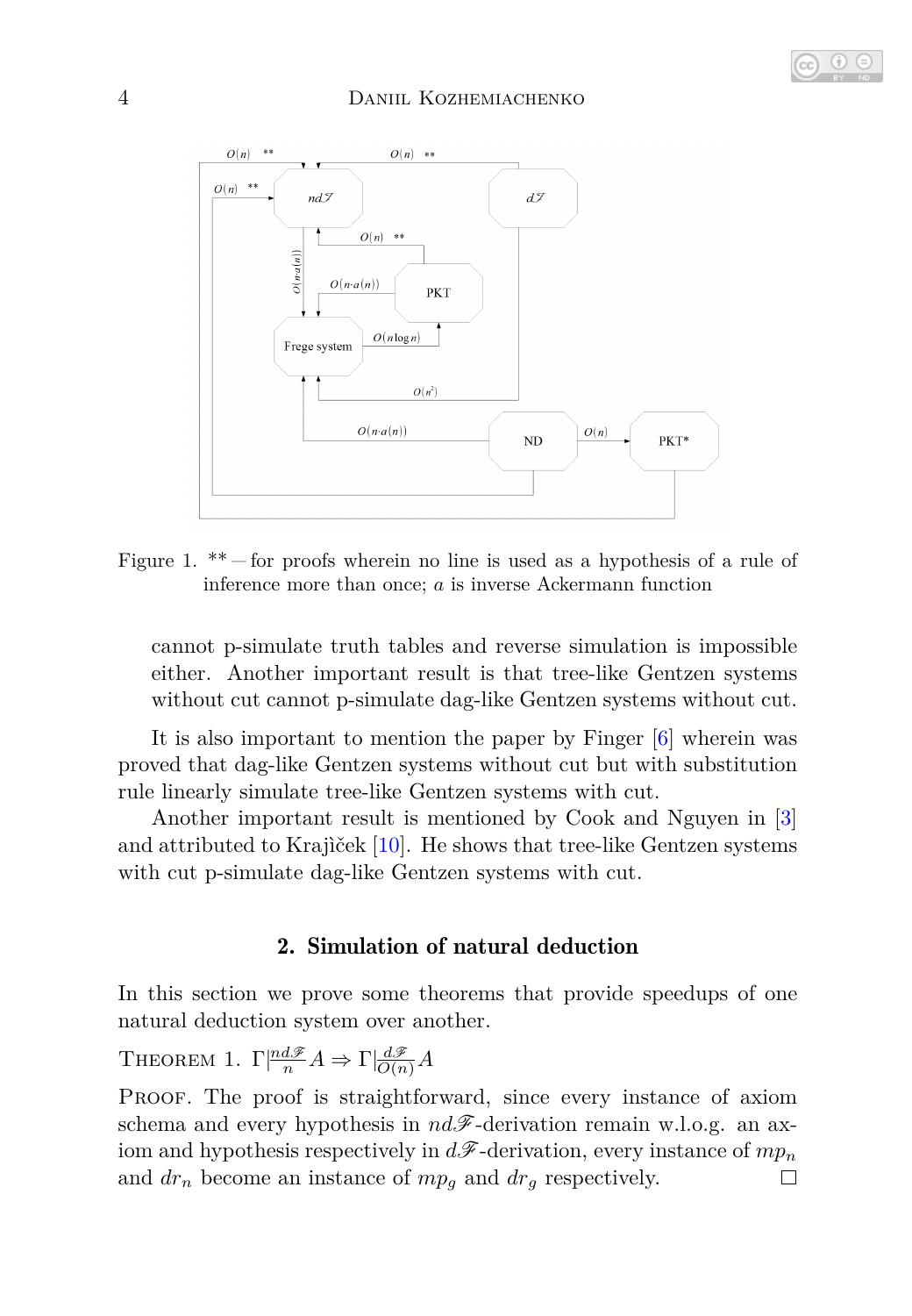Figure 1. ** — for proofs wherein no line is used as a hypothesis of a rule of inference more than once; $a$ is inverse Ackermann function

cannot p-simulate truth tables and reverse simulation is impossible either. Another important result is that tree-like Gentzen systems without cut cannot p-simulate dag-like Gentzen systems without cut.

It is also important to mention the paper by Finger [6] wherein was proved that dag-like Gentzen systems without cut but with substitution rule linearly simulate tree-like Gentzen systems with cut.

Another important result is mentioned by Cook and Nguyen in [3] and attributed to Krajìček [10]. He shows that tree-like Gentzen systems with cut p-simulate dag-like Gentzen systems with cut.

## 2. Simulation of natural deduction

In this section we prove some theorems that provide speedups of one natural deduction system over another.

THEOREM 1. $\Gamma|\frac{nd\mathscr{F}}{n}A \Rightarrow \Gamma|\frac{d\mathscr{F}}{O(n)}A$

PROOF. The proof is straightforward, since every instance of axiom schema and every hypothesis in $nd\mathscr{F}$-derivation remain w.l.o.g. an axiom and hypothesis respectively in $d\mathscr{F}$-derivation, every instance of $mp_n$ and $dr_n$ become an instance of $mp_g$ and $dr_g$ respectively. □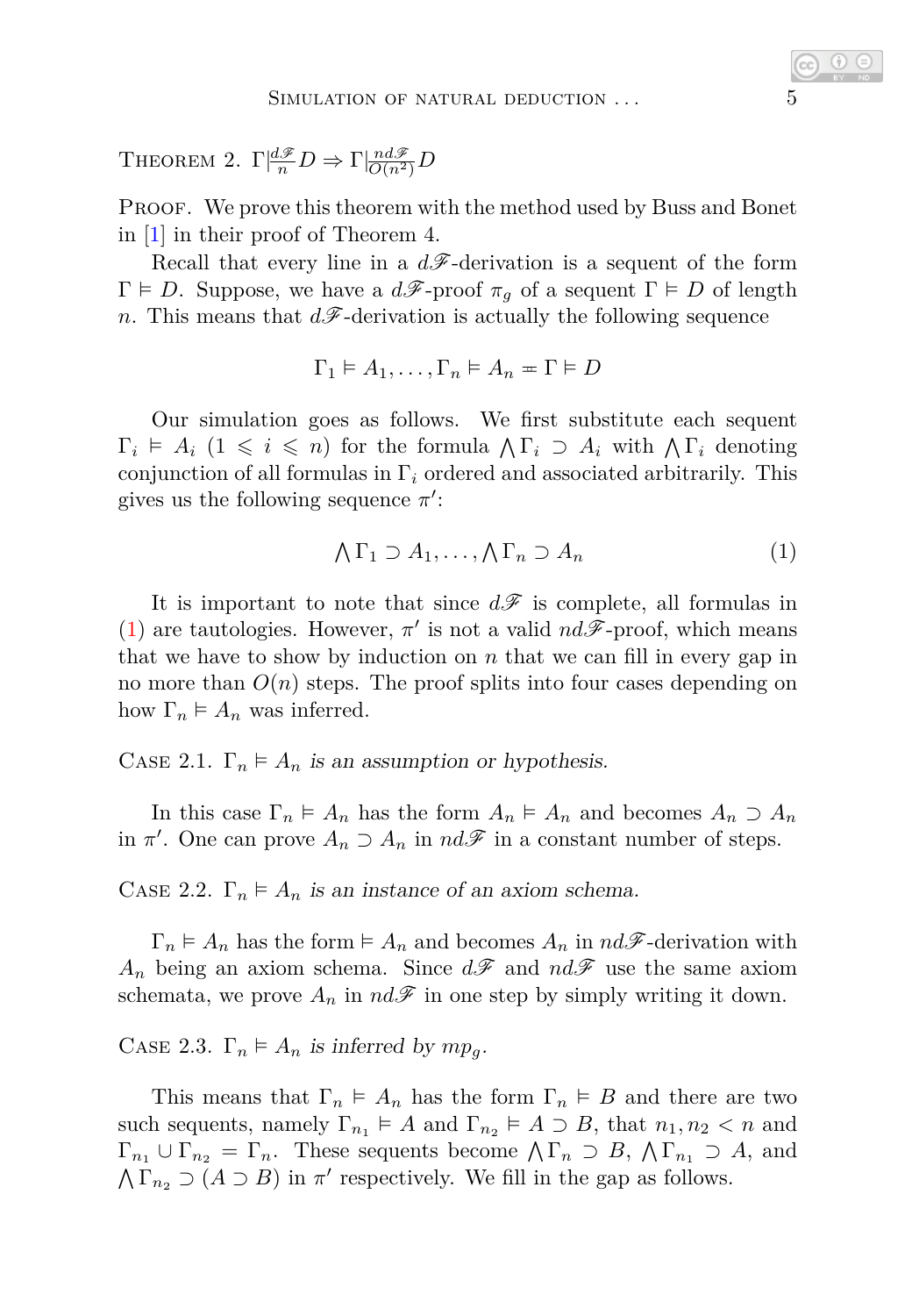Theorem 2. $\Gamma |\frac{d\mathscr{F}}{n} D \Rightarrow \Gamma |\frac{nd\mathscr{F}}{O(n^2)} D$

Proof. We prove this theorem with the method used by Buss and Bonet in [1] in their proof of Theorem 4.

Recall that every line in a $d\mathscr{F}$-derivation is a sequent of the form $\Gamma \vDash D$. Suppose, we have a $d\mathscr{F}$-proof $\pi_g$ of a sequent $\Gamma \vDash D$ of length $n$. This means that $d\mathscr{F}$-derivation is actually the following sequence

$$\Gamma_1 \vDash A_1, \ldots, \Gamma_n \vDash A_n = \Gamma \vDash D$$

Our simulation goes as follows. We first substitute each sequent $\Gamma_i \vDash A_i$ ($1 \leqslant i \leqslant n$) for the formula $\bigwedge \Gamma_i \supset A_i$ with $\bigwedge \Gamma_i$ denoting conjunction of all formulas in $\Gamma_i$ ordered and associated arbitrarily. This gives us the following sequence $\pi'$:

$$\bigwedge \Gamma_1 \supset A_1, \ldots, \bigwedge \Gamma_n \supset A_n \tag{1}$$

It is important to note that since $d\mathscr{F}$ is complete, all formulas in (1) are tautologies. However, $\pi'$ is not a valid $nd\mathscr{F}$-proof, which means that we have to show by induction on $n$ that we can fill in every gap in no more than $O(n)$ steps. The proof splits into four cases depending on how $\Gamma_n \vDash A_n$ was inferred.

Case 2.1. *$\Gamma_n \vDash A_n$ is an assumption or hypothesis.*

In this case $\Gamma_n \vDash A_n$ has the form $A_n \vDash A_n$ and becomes $A_n \supset A_n$ in $\pi'$. One can prove $A_n \supset A_n$ in $nd\mathscr{F}$ in a constant number of steps.

Case 2.2. *$\Gamma_n \vDash A_n$ is an instance of an axiom schema.*

$\Gamma_n \vDash A_n$ has the form $\vDash A_n$ and becomes $A_n$ in $nd\mathscr{F}$-derivation with $A_n$ being an axiom schema. Since $d\mathscr{F}$ and $nd\mathscr{F}$ use the same axiom schemata, we prove $A_n$ in $nd\mathscr{F}$ in one step by simply writing it down.

Case 2.3. *$\Gamma_n \vDash A_n$ is inferred by $mp_g$.*

This means that $\Gamma_n \vDash A_n$ has the form $\Gamma_n \vDash B$ and there are two such sequents, namely $\Gamma_{n_1} \vDash A$ and $\Gamma_{n_2} \vDash A \supset B$, that $n_1, n_2 < n$ and $\Gamma_{n_1} \cup \Gamma_{n_2} = \Gamma_n$. These sequents become $\bigwedge \Gamma_n \supset B$, $\bigwedge \Gamma_{n_1} \supset A$, and $\bigwedge \Gamma_{n_2} \supset (A \supset B)$ in $\pi'$ respectively. We fill in the gap as follows.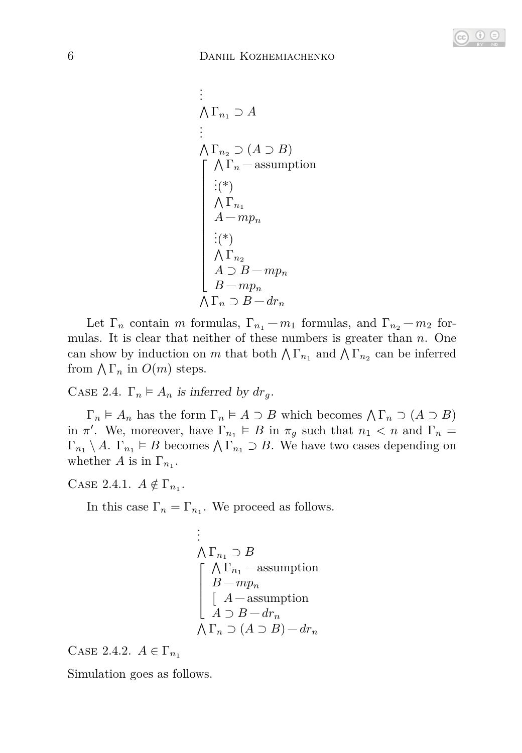$$
\begin{array}{l}
\vdots \\
\bigwedge \Gamma_{n_1} \supset A \\
\vdots \\
\bigwedge \Gamma_{n_2} \supset (A \supset B) \\
\left[\begin{array}{l}
\bigwedge \Gamma_n \text{ — assumption} \\
\vdots (*) \\
\bigwedge \Gamma_{n_1} \\
A \text{ — } mp_n \\
\vdots (*) \\
\bigwedge \Gamma_{n_2} \\
A \supset B \text{ — } mp_n \\
B \text{ — } mp_n
\end{array}\right. \\
\bigwedge \Gamma_n \supset B \text{ — } dr_n
\end{array}
$$

Let $\Gamma_n$ contain $m$ formulas, $\Gamma_{n_1}$ — $m_1$ formulas, and $\Gamma_{n_2}$ — $m_2$ formulas. It is clear that neither of these numbers is greater than $n$. One can show by induction on $m$ that both $\bigwedge \Gamma_{n_1}$ and $\bigwedge \Gamma_{n_2}$ can be inferred from $\bigwedge \Gamma_n$ in $O(m)$ steps.

Case 2.4. $\Gamma_n \vDash A_n$ *is inferred by* $dr_g$.

$\Gamma_n \vDash A_n$ has the form $\Gamma_n \vDash A \supset B$ which becomes $\bigwedge \Gamma_n \supset (A \supset B)$ in $\pi'$. We, moreover, have $\Gamma_{n_1} \vDash B$ in $\pi_g$ such that $n_1 < n$ and $\Gamma_n = \Gamma_{n_1} \setminus A$. $\Gamma_{n_1} \vDash B$ becomes $\bigwedge \Gamma_{n_1} \supset B$. We have two cases depending on whether $A$ is in $\Gamma_{n_1}$.

Case 2.4.1. $A \notin \Gamma_{n_1}$.

In this case $\Gamma_n = \Gamma_{n_1}$. We proceed as follows.

$$
\begin{array}{l}
\vdots \\
\bigwedge \Gamma_{n_1} \supset B \\
\left[\begin{array}{l}
\bigwedge \Gamma_{n_1} \text{ — assumption} \\
B \text{ — } mp_n \\
\left[\ A \text{ — assumption}\right. \\
A \supset B \text{ — } dr_n
\end{array}\right. \\
\bigwedge \Gamma_n \supset (A \supset B) \text{ — } dr_n
\end{array}
$$

Case 2.4.2. $A \in \Gamma_{n_1}$

Simulation goes as follows.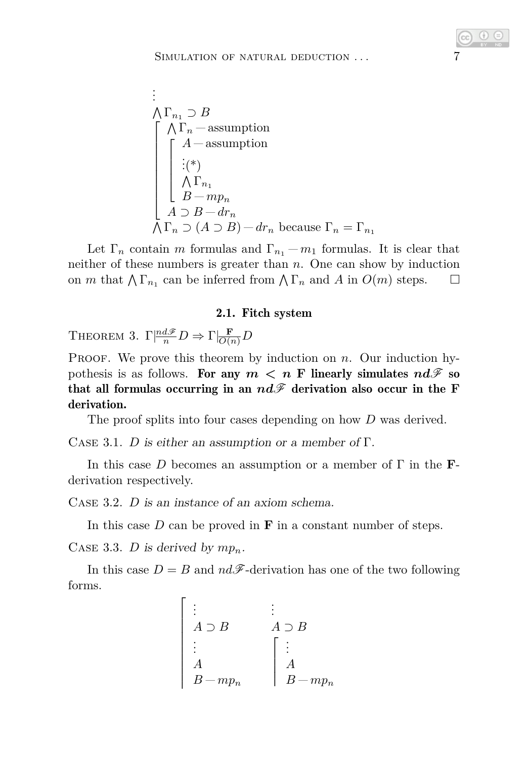$$
\begin{array}{l}
\vdots \\
\bigwedge \Gamma_{n_1} \supset B \\
\left[\begin{array}{l}
\bigwedge \Gamma_n - \text{assumption} \\
\left[\begin{array}{l}
A - \text{assumption} \\
\vdots (*) \\
\bigwedge \Gamma_{n_1} \\
B - mp_n
\end{array}\right. \\
A \supset B - dr_n
\end{array}\right. \\
\bigwedge \Gamma_n \supset (A \supset B) - dr_n \text{ because } \Gamma_n = \Gamma_{n_1}
\end{array}
$$

Let $\Gamma_n$ contain $m$ formulas and $\Gamma_{n_1} - m_1$ formulas. It is clear that neither of these numbers is greater than $n$. One can show by induction on $m$ that $\bigwedge \Gamma_{n_1}$ can be inferred from $\bigwedge \Gamma_n$ and $A$ in $O(m)$ steps. □

### 2.1. Fitch system

THEOREM 3. $\Gamma \vert\frac{nd\mathscr{F}}{n} D \Rightarrow \Gamma \vert\frac{\mathbf{F}}{O(n)} D$

PROOF. We prove this theorem by induction on $n$. Our induction hypothesis is as follows. **For any $m < n$ F linearly simulates $nd\mathscr{F}$ so that all formulas occurring in an $nd\mathscr{F}$ derivation also occur in the F derivation.**

The proof splits into four cases depending on how $D$ was derived.

CASE 3.1. *$D$ is either an assumption or a member of $\Gamma$.*

In this case $D$ becomes an assumption or a member of $\Gamma$ in the **F**-derivation respectively.

CASE 3.2. *$D$ is an instance of an axiom schema.*

In this case $D$ can be proved in **F** in a constant number of steps.

CASE 3.3. *$D$ is derived by $mp_n$.*

In this case $D = B$ and $nd\mathscr{F}$-derivation has one of the two following forms.

$$
\left[\begin{array}{l}
\vdots \\
A \supset B \\
\vdots \\
A \\
B - mp_n
\end{array}\right.
\qquad
\begin{array}{l}
\vdots \\
A \supset B \\
\left[\begin{array}{l}
\vdots \\
A \\
B - mp_n
\end{array}\right.
\end{array}
$$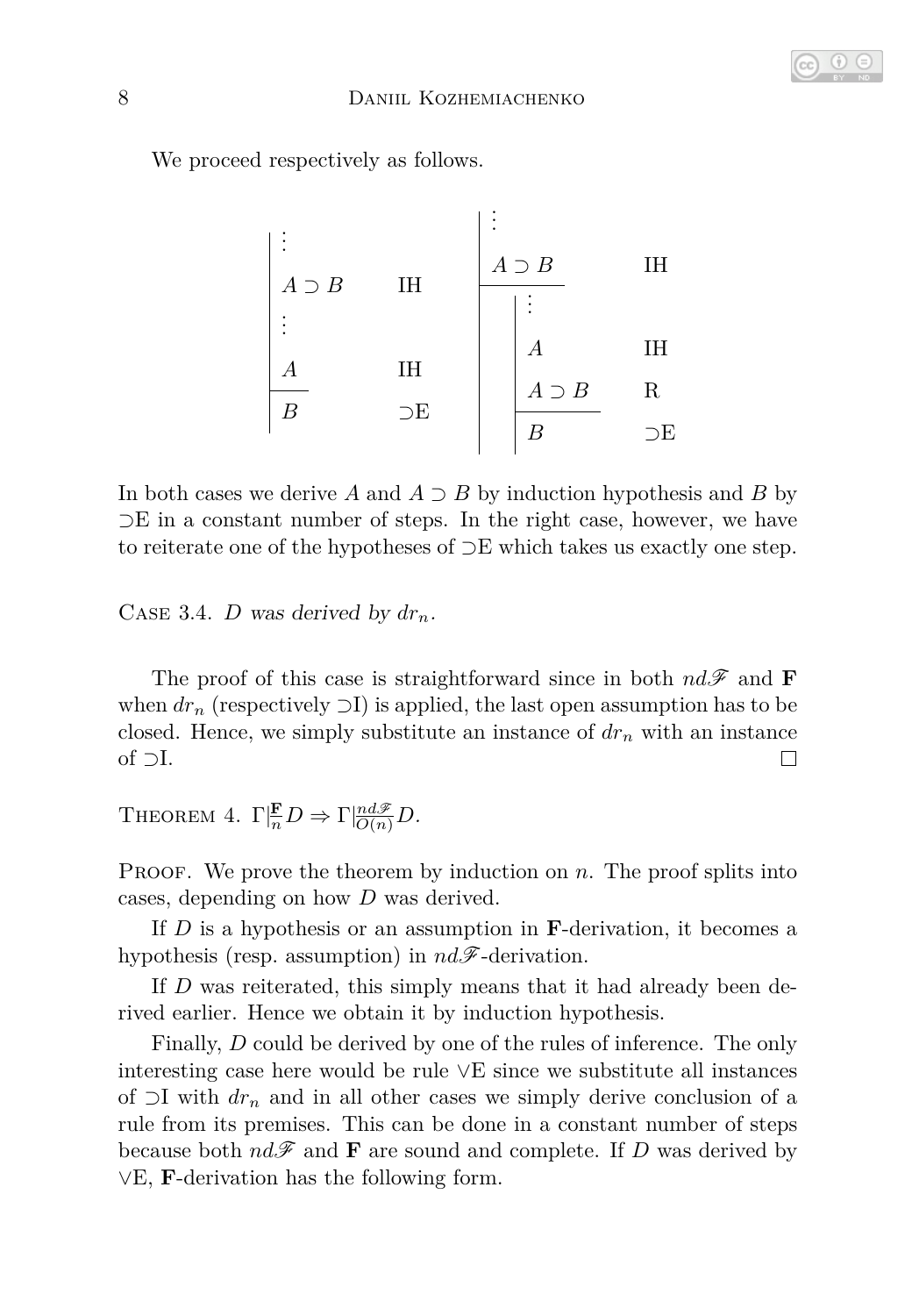We proceed respectively as follows.

$$
\begin{array}{|ll}
\vdots & \\
A \supset B & \text{IH} \\
\vdots & \\
A & \text{IH} \\
\hline
B & \supset\text{E}
\end{array}
\qquad
\begin{array}{|l}
\vdots \\
A \supset B \quad \text{IH} \\
\hline
\begin{array}{|ll}
\vdots & \\
A & \text{IH} \\
A \supset B & \text{R} \\
\hline
B & \supset\text{E}
\end{array}
\end{array}
$$

In both cases we derive $A$ and $A \supset B$ by induction hypothesis and $B$ by $\supset$E in a constant number of steps. In the right case, however, we have to reiterate one of the hypotheses of $\supset$E which takes us exactly one step.

Case 3.4. *$D$ was derived by $dr_n$.*

The proof of this case is straightforward since in both $nd\mathscr{F}$ and **F** when $dr_n$ (respectively $\supset$I) is applied, the last open assumption has to be closed. Hence, we simply substitute an instance of $dr_n$ with an instance of $\supset$I. □

Theorem 4. $\Gamma |\!\frac{\mathbf{F}}{n} D \Rightarrow \Gamma |\!\frac{nd\mathscr{F}}{O(n)} D$.

Proof. We prove the theorem by induction on $n$. The proof splits into cases, depending on how $D$ was derived.

If $D$ is a hypothesis or an assumption in **F**-derivation, it becomes a hypothesis (resp. assumption) in $nd\mathscr{F}$-derivation.

If $D$ was reiterated, this simply means that it had already been derived earlier. Hence we obtain it by induction hypothesis.

Finally, $D$ could be derived by one of the rules of inference. The only interesting case here would be rule $\vee$E since we substitute all instances of $\supset$I with $dr_n$ and in all other cases we simply derive conclusion of a rule from its premises. This can be done in a constant number of steps because both $nd\mathscr{F}$ and **F** are sound and complete. If $D$ was derived by $\vee$E, **F**-derivation has the following form.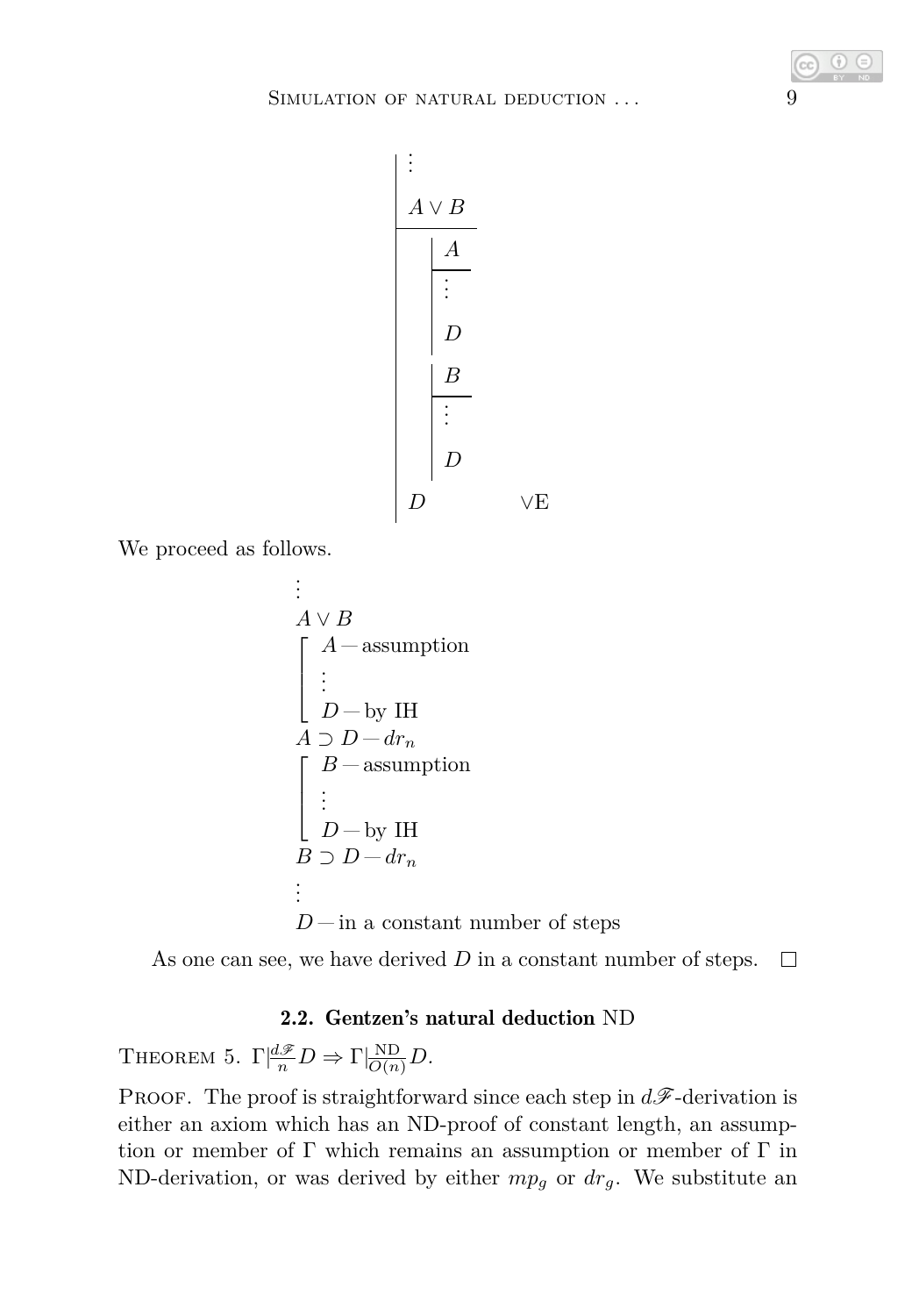$$
\begin{array}{|l}
\vdots \\
A \vee B \\
\hline
\quad \begin{array}{|l} A \\ \hline \vdots \\ D \end{array} \\
\quad \begin{array}{|l} B \\ \hline \vdots \\ D \end{array} \\
D \qquad\qquad \vee\text{E}
\end{array}
$$

We proceed as follows.

$$
\begin{array}{l}
\vdots \\
A \vee B \\
\left[\begin{array}{l} A - \text{assumption} \\ \vdots \\ D - \text{by IH} \end{array}\right. \\
A \supset D - dr_n \\
\left[\begin{array}{l} B - \text{assumption} \\ \vdots \\ D - \text{by IH} \end{array}\right. \\
B \supset D - dr_n \\
\vdots \\
D - \text{in a constant number of steps}
\end{array}
$$

As one can see, we have derived $D$ in a constant number of steps. □

### 2.2. Gentzen's natural deduction ND

THEOREM 5. $\Gamma|\frac{d\mathscr{F}}{n} D \Rightarrow \Gamma|\frac{\text{ND}}{O(n)} D$.

PROOF. The proof is straightforward since each step in $d\mathscr{F}$-derivation is either an axiom which has an ND-proof of constant length, an assumption or member of $\Gamma$ which remains an assumption or member of $\Gamma$ in ND-derivation, or was derived by either $mp_g$ or $dr_g$. We substitute an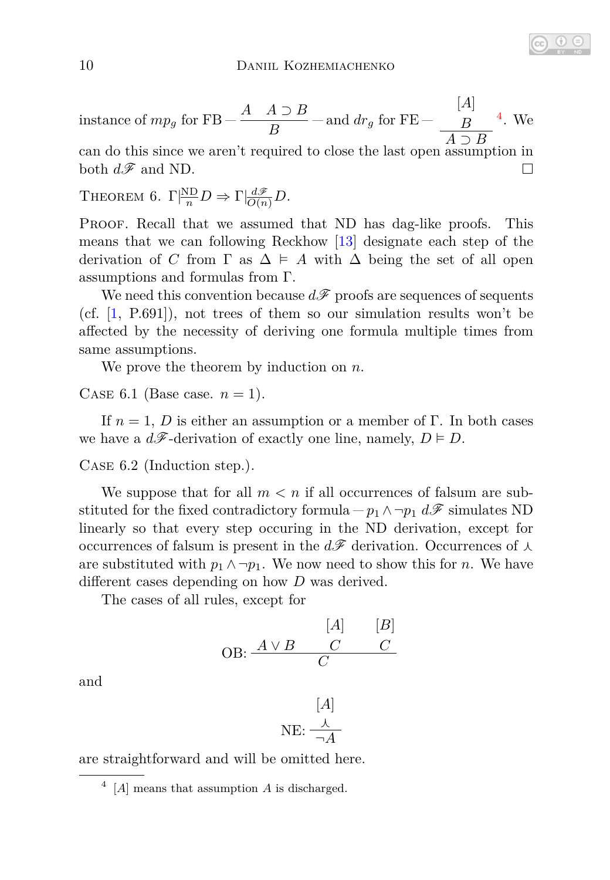instance of $mp_g$ for FB — $\dfrac{A \quad A \supset B}{B}$ — and $dr_g$ for FE — $\dfrac{\begin{matrix}[A]\\ B\end{matrix}}{A \supset B}$ [4]. We can do this since we aren't required to close the last open assumption in both $d\mathscr{F}$ and ND. □

Theorem 6. $\Gamma \vert\!\frac{\text{ND}}{n} D \Rightarrow \Gamma \vert\!\frac{d\mathscr{F}}{O(n)} D$.

Proof. Recall that we assumed that ND has dag-like proofs. This means that we can following Reckhow [13] designate each step of the derivation of $C$ from $\Gamma$ as $\Delta \vDash A$ with $\Delta$ being the set of all open assumptions and formulas from $\Gamma$.

We need this convention because $d\mathscr{F}$ proofs are sequences of sequents (cf. [1, P.691]), not trees of them so our simulation results won't be affected by the necessity of deriving one formula multiple times from same assumptions.

We prove the theorem by induction on $n$.

Case 6.1 (Base case. $n = 1$).

If $n = 1$, $D$ is either an assumption or a member of $\Gamma$. In both cases we have a $d\mathscr{F}$-derivation of exactly one line, namely, $D \vDash D$.

Case 6.2 (Induction step.).

We suppose that for all $m < n$ if all occurrences of falsum are substituted for the fixed contradictory formula — $p_1 \wedge \neg p_1$ $d\mathscr{F}$ simulates ND linearly so that every step occuring in the ND derivation, except for occurrences of falsum is present in the $d\mathscr{F}$ derivation. Occurrences of $\curlywedge$ are substituted with $p_1 \wedge \neg p_1$. We now need to show this for $n$. We have different cases depending on how $D$ was derived.

The cases of all rules, except for

$$\text{OB: } \dfrac{A \vee B \qquad \begin{matrix}[A]\\ C\end{matrix} \qquad \begin{matrix}[B]\\ C\end{matrix}}{C}$$

and

$$\text{NE: } \dfrac{\begin{matrix}[A]\\ \curlywedge\end{matrix}}{\neg A}$$

are straightforward and will be omitted here.

---

[4] $[A]$ means that assumption $A$ is discharged.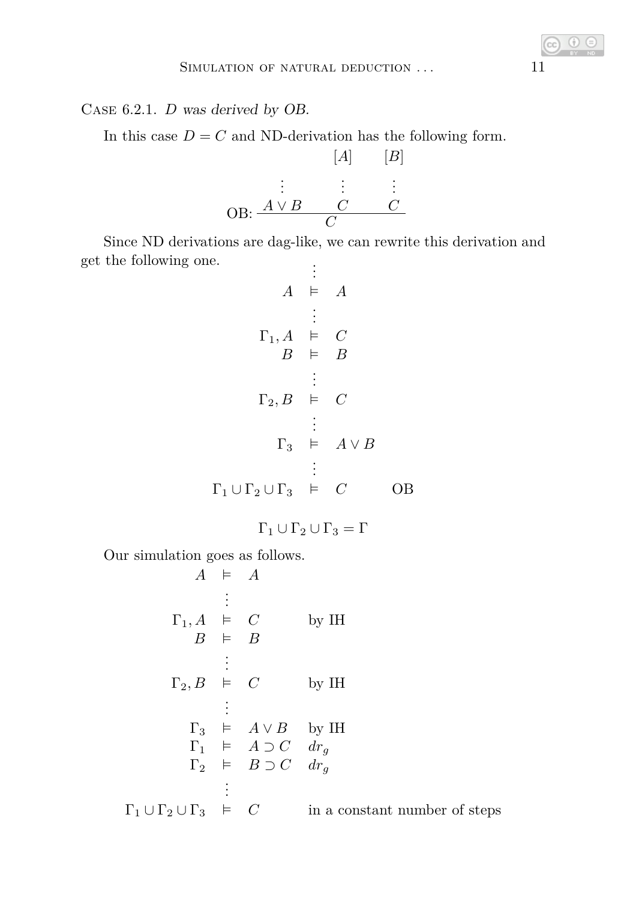Case 6.2.1. *D was derived by OB.*

In this case $D = C$ and ND-derivation has the following form.

$$
\text{OB: } \frac{\begin{matrix} \\ \vdots \\ A \vee B \end{matrix} \qquad \begin{matrix} [A] \\ \vdots \\ C \end{matrix} \qquad \begin{matrix} [B] \\ \vdots \\ C \end{matrix}}{C}
$$

Since ND derivations are dag-like, we can rewrite this derivation and get the following one.

$$
\begin{array}{rcll}
 & \vdots & & \\
A & \vDash & A & \\
 & \vdots & & \\
\Gamma_1, A & \vDash & C & \\
B & \vDash & B & \\
 & \vdots & & \\
\Gamma_2, B & \vDash & C & \\
 & \vdots & & \\
\Gamma_3 & \vDash & A \vee B & \\
 & \vdots & & \\
\Gamma_1 \cup \Gamma_2 \cup \Gamma_3 & \vDash & C & \qquad \text{OB}
\end{array}
$$

$$
\Gamma_1 \cup \Gamma_2 \cup \Gamma_3 = \Gamma
$$

Our simulation goes as follows.

$$
\begin{array}{rcll}
A & \vDash & A & \\
 & \vdots & & \\
\Gamma_1, A & \vDash & C & \text{by IH} \\
B & \vDash & B & \\
 & \vdots & & \\
\Gamma_2, B & \vDash & C & \text{by IH} \\
 & \vdots & & \\
\Gamma_3 & \vDash & A \vee B & \text{by IH} \\
\Gamma_1 & \vDash & A \supset C & dr_g \\
\Gamma_2 & \vDash & B \supset C & dr_g \\
 & \vdots & & \\
\Gamma_1 \cup \Gamma_2 \cup \Gamma_3 & \vDash & C & \text{in a constant number of steps}
\end{array}
$$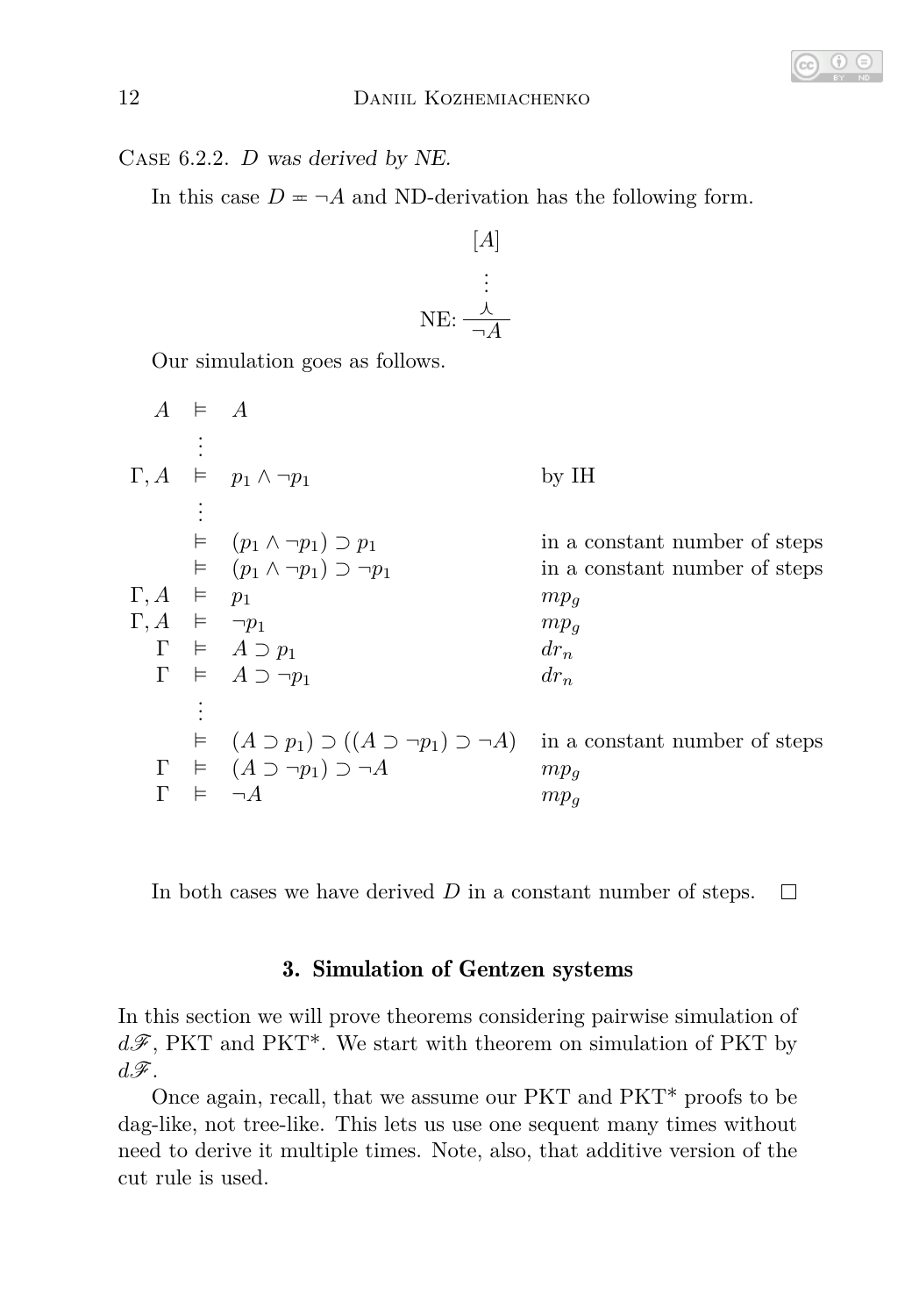CASE 6.2.2. *D was derived by NE.*

In this case $D \doteqdot \neg A$ and ND-derivation has the following form.

$$\dfrac{\begin{array}{c}[A]\\ \vdots \\ \curlywedge\end{array}}{\neg A}\text{NE:}$$

Our simulation goes as follows.

$$
\begin{array}{rcll}
A & \vDash & A & \\
& \vdots & & \\
\Gamma, A & \vDash & p_1 \wedge \neg p_1 & \text{by IH} \\
& \vdots & & \\
& \vDash & (p_1 \wedge \neg p_1) \supset p_1 & \text{in a constant number of steps} \\
& \vDash & (p_1 \wedge \neg p_1) \supset \neg p_1 & \text{in a constant number of steps} \\
\Gamma, A & \vDash & p_1 & mp_g \\
\Gamma, A & \vDash & \neg p_1 & mp_g \\
\Gamma & \vDash & A \supset p_1 & dr_n \\
\Gamma & \vDash & A \supset \neg p_1 & dr_n \\
& \vdots & & \\
& \vDash & (A \supset p_1) \supset ((A \supset \neg p_1) \supset \neg A) & \text{in a constant number of steps} \\
\Gamma & \vDash & (A \supset \neg p_1) \supset \neg A & mp_g \\
\Gamma & \vDash & \neg A & mp_g
\end{array}
$$

In both cases we have derived $D$ in a constant number of steps. □

## 3. Simulation of Gentzen systems

In this section we will prove theorems considering pairwise simulation of $d\mathscr{F}$, PKT and PKT*. We start with theorem on simulation of PKT by $d\mathscr{F}$.

Once again, recall, that we assume our PKT and PKT* proofs to be dag-like, not tree-like. This lets us use one sequent many times without need to derive it multiple times. Note, also, that additive version of the cut rule is used.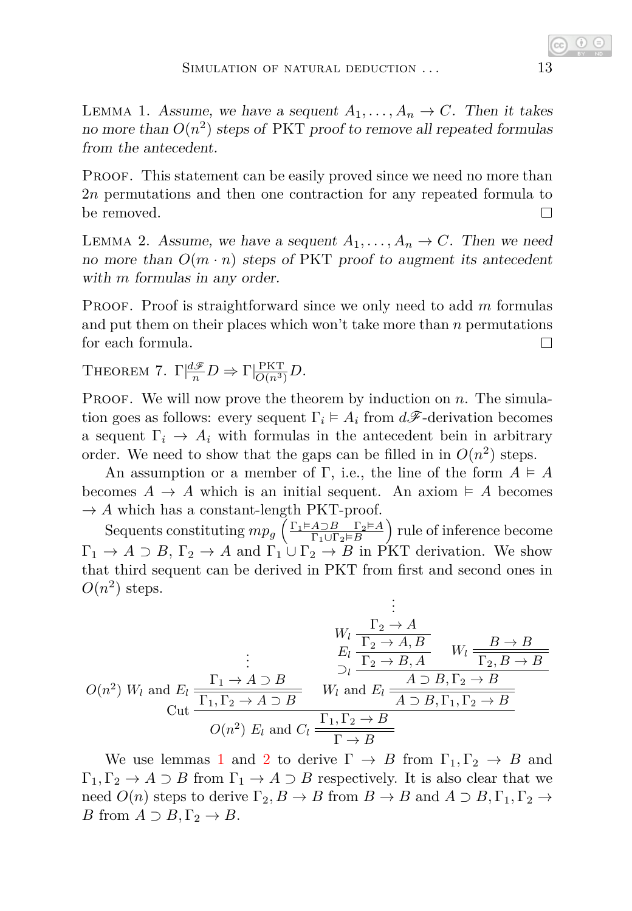Lemma 1. *Assume, we have a sequent $A_1, \ldots, A_n \to C$. Then it takes no more than $O(n^2)$ steps of* PKT *proof to remove all repeated formulas from the antecedent.*

Proof. This statement can be easily proved since we need no more than $2n$ permutations and then one contraction for any repeated formula to be removed. □

Lemma 2. *Assume, we have a sequent $A_1, \ldots, A_n \to C$. Then we need no more than $O(m \cdot n)$ steps of* PKT *proof to augment its antecedent with $m$ formulas in any order.*

Proof. Proof is straightforward since we only need to add $m$ formulas and put them on their places which won't take more than $n$ permutations for each formula. □

Theorem 7. $\Gamma \big|\frac{d\mathscr{F}}{n} D \Rightarrow \Gamma \big|\frac{\mathrm{PKT}}{O(n^3)} D$.

Proof. We will now prove the theorem by induction on $n$. The simulation goes as follows: every sequent $\Gamma_i \vDash A_i$ from $d\mathscr{F}$-derivation becomes a sequent $\Gamma_i \to A_i$ with formulas in the antecedent bein in arbitrary order. We need to show that the gaps can be filled in in $O(n^2)$ steps.

An assumption or a member of $\Gamma$, i.e., the line of the form $A \vDash A$ becomes $A \to A$ which is an initial sequent. An axiom $\vDash A$ becomes $\to A$ which has a constant-length PKT-proof.

Sequents constituting $mp_g \left( \frac{\Gamma_1 \vDash A \supset B \quad \Gamma_2 \vDash A}{\Gamma_1 \cup \Gamma_2 \vDash B} \right)$ rule of inference become $\Gamma_1 \to A \supset B$, $\Gamma_2 \to A$ and $\Gamma_1 \cup \Gamma_2 \to B$ in PKT derivation. We show that third sequent can be derived in PKT from first and second ones in $O(n^2)$ steps.

$$
\dfrac{
  \dfrac{\vdots \quad \Gamma_1 \to A \supset B}{\Gamma_1, \Gamma_2 \to A \supset B}\, O(n^2)\ W_l \text{ and } E_l
  \qquad
  \dfrac{
    \dfrac{
      \dfrac{\dfrac{\dfrac{\vdots}{\Gamma_2 \to A}}{\Gamma_2 \to A, B}\, W_l}{\Gamma_2 \to B, A}\, E_l
      \qquad
      \dfrac{B \to B}{\Gamma_2, B \to B}\, W_l
    }{A \supset B, \Gamma_2 \to B}\, \supset_l
  }{A \supset B, \Gamma_1, \Gamma_2 \to B}\, W_l \text{ and } E_l
}{
  \dfrac{\Gamma_1, \Gamma_2 \to B}{\Gamma \to B}\, O(n^2)\ E_l \text{ and } C_l
}\, \text{Cut}
$$

We use lemmas 1 and 2 to derive $\Gamma \to B$ from $\Gamma_1, \Gamma_2 \to B$ and $\Gamma_1, \Gamma_2 \to A \supset B$ from $\Gamma_1 \to A \supset B$ respectively. It is also clear that we need $O(n)$ steps to derive $\Gamma_2, B \to B$ from $B \to B$ and $A \supset B, \Gamma_1, \Gamma_2 \to B$ from $A \supset B, \Gamma_2 \to B$.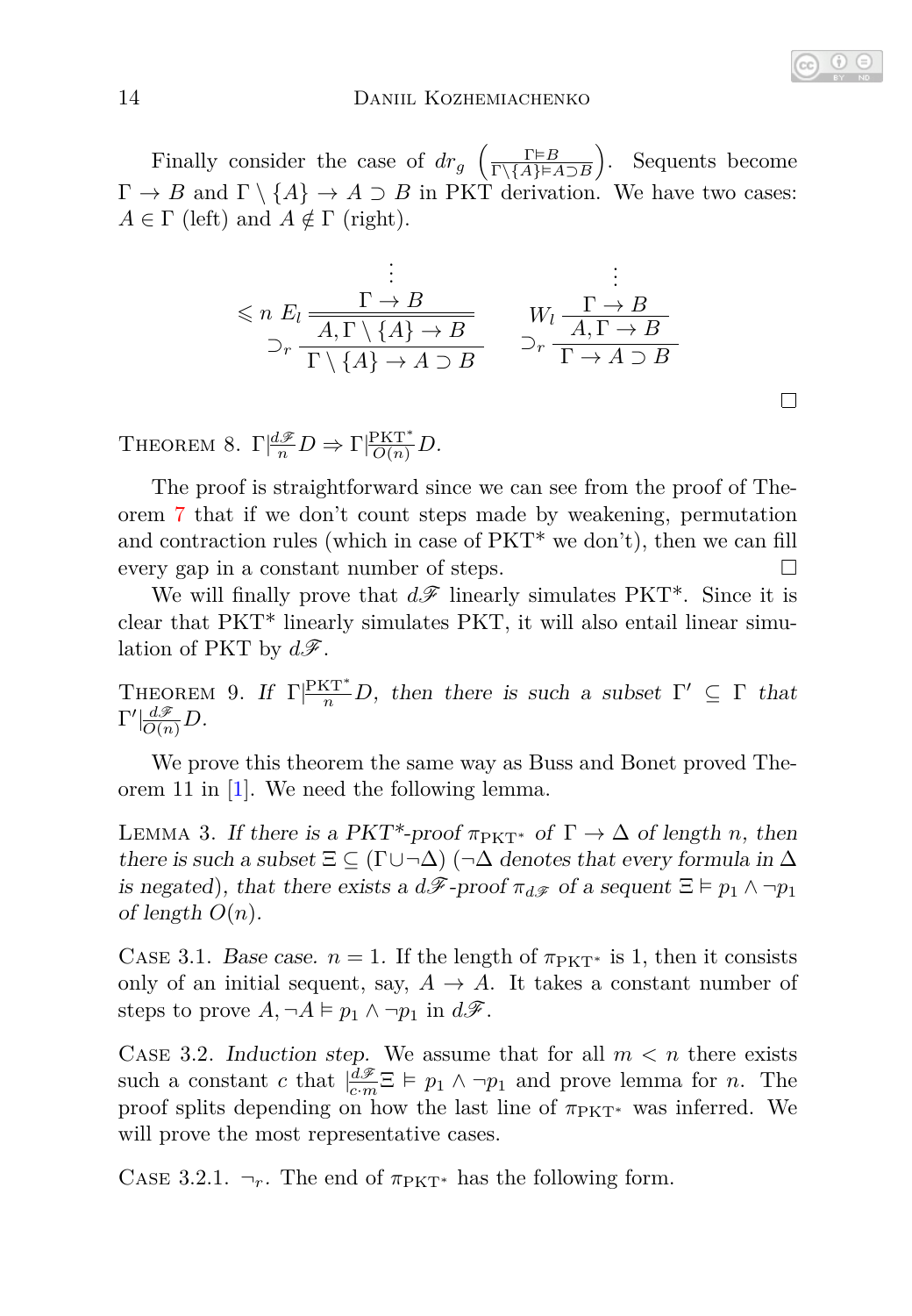Finally consider the case of $dr_g$ $\left(\frac{\Gamma \vDash B}{\Gamma \setminus \{A\} \vDash A \supset B}\right)$. Sequents become $\Gamma \to B$ and $\Gamma \setminus \{A\} \to A \supset B$ in PKT derivation. We have two cases: $A \in \Gamma$ (left) and $A \notin \Gamma$ (right).

$$
\dfrac{\leqslant n \; E_l \dfrac{\begin{matrix}\vdots \\ \Gamma \to B\end{matrix}}{A, \Gamma \setminus \{A\} \to B}}{\Gamma \setminus \{A\} \to A \supset B} \supset_r
\qquad
\dfrac{W_l \dfrac{\begin{matrix}\vdots \\ \Gamma \to B\end{matrix}}{A, \Gamma \to B}}{\Gamma \to A \supset B} \supset_r
$$

□

THEOREM 8. $\Gamma |\frac{d\mathscr{F}}{n} D \Rightarrow \Gamma |\frac{\mathrm{PKT}^*}{O(n)} D$.

The proof is straightforward since we can see from the proof of Theorem 7 that if we don't count steps made by weakening, permutation and contraction rules (which in case of PKT* we don't), then we can fill every gap in a constant number of steps. □

We will finally prove that $d\mathscr{F}$ linearly simulates PKT*. Since it is clear that PKT* linearly simulates PKT, it will also entail linear simulation of PKT by $d\mathscr{F}$.

THEOREM 9. *If* $\Gamma |\frac{\mathrm{PKT}^*}{n} D$, *then there is such a subset* $\Gamma' \subseteq \Gamma$ *that* $\Gamma' |\frac{d\mathscr{F}}{O(n)} D$.

We prove this theorem the same way as Buss and Bonet proved Theorem 11 in [1]. We need the following lemma.

LEMMA 3. *If there is a PKT*-proof* $\pi_{\mathrm{PKT}^*}$ *of* $\Gamma \to \Delta$ *of length* $n$, *then there is such a subset* $\Xi \subseteq (\Gamma \cup \neg\Delta)$ *(*$\neg\Delta$ *denotes that every formula in* $\Delta$ *is negated), that there exists a* $d\mathscr{F}$*-proof* $\pi_{d\mathscr{F}}$ *of a sequent* $\Xi \vDash p_1 \wedge \neg p_1$ *of length* $O(n)$.

CASE 3.1. *Base case.* $n = 1$. If the length of $\pi_{\mathrm{PKT}^*}$ is 1, then it consists only of an initial sequent, say, $A \to A$. It takes a constant number of steps to prove $A, \neg A \vDash p_1 \wedge \neg p_1$ in $d\mathscr{F}$.

CASE 3.2. *Induction step.* We assume that for all $m < n$ there exists such a constant $c$ that $|\frac{d\mathscr{F}}{c \cdot m} \Xi \vDash p_1 \wedge \neg p_1$ and prove lemma for $n$. The proof splits depending on how the last line of $\pi_{\mathrm{PKT}^*}$ was inferred. We will prove the most representative cases.

CASE 3.2.1. $\neg_r$. The end of $\pi_{\mathrm{PKT}^*}$ has the following form.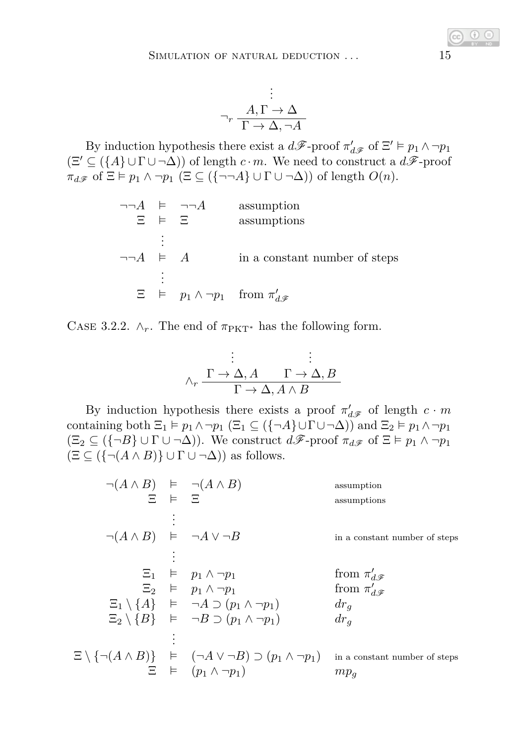$$\neg_r \frac{\begin{array}{c}\vdots \\ A, \Gamma \to \Delta\end{array}}{\Gamma \to \Delta, \neg A}$$

By induction hypothesis there exist a $d\mathscr{F}$-proof $\pi'_{d\mathscr{F}}$ of $\Xi' \vDash p_1 \wedge \neg p_1$ $(\Xi' \subseteq (\{A\} \cup \Gamma \cup \neg\Delta))$ of length $c \cdot m$. We need to construct a $d\mathscr{F}$-proof $\pi_{d\mathscr{F}}$ of $\Xi \vDash p_1 \wedge \neg p_1$ $(\Xi \subseteq (\{\neg\neg A\} \cup \Gamma \cup \neg\Delta))$ of length $O(n)$.

$$\begin{array}{rcll}
\neg\neg A & \vDash & \neg\neg A & \text{assumption} \\
\Xi & \vDash & \Xi & \text{assumptions} \\
 & \vdots & & \\
\neg\neg A & \vDash & A & \text{in a constant number of steps} \\
 & \vdots & & \\
\Xi & \vDash & p_1 \wedge \neg p_1 & \text{from } \pi'_{d\mathscr{F}}
\end{array}$$

Case 3.2.2. $\wedge_r$. The end of $\pi_{\mathrm{PKT}^*}$ has the following form.

$$\wedge_r \frac{\begin{array}{c}\vdots \\ \Gamma \to \Delta, A\end{array} \qquad \begin{array}{c}\vdots \\ \Gamma \to \Delta, B\end{array}}{\Gamma \to \Delta, A \wedge B}$$

By induction hypothesis there exists a proof $\pi'_{d\mathscr{F}}$ of length $c \cdot m$ containing both $\Xi_1 \vDash p_1 \wedge \neg p_1$ $(\Xi_1 \subseteq (\{\neg A\} \cup \Gamma \cup \neg\Delta))$ and $\Xi_2 \vDash p_1 \wedge \neg p_1$ $(\Xi_2 \subseteq (\{\neg B\} \cup \Gamma \cup \neg\Delta))$. We construct $d\mathscr{F}$-proof $\pi_{d\mathscr{F}}$ of $\Xi \vDash p_1 \wedge \neg p_1$ $(\Xi \subseteq (\{\neg(A \wedge B)\} \cup \Gamma \cup \neg\Delta))$ as follows.

$$\begin{array}{rcll}
\neg(A \wedge B) & \vDash & \neg(A \wedge B) & \text{assumption} \\
\Xi & \vDash & \Xi & \text{assumptions} \\
 & \vdots & & \\
\neg(A \wedge B) & \vDash & \neg A \vee \neg B & \text{in a constant number of steps} \\
 & \vdots & & \\
\Xi_1 & \vDash & p_1 \wedge \neg p_1 & \text{from } \pi'_{d\mathscr{F}} \\
\Xi_2 & \vDash & p_1 \wedge \neg p_1 & \text{from } \pi'_{d\mathscr{F}} \\
\Xi_1 \setminus \{A\} & \vDash & \neg A \supset (p_1 \wedge \neg p_1) & dr_g \\
\Xi_2 \setminus \{B\} & \vDash & \neg B \supset (p_1 \wedge \neg p_1) & dr_g \\
 & \vdots & & \\
\Xi \setminus \{\neg(A \wedge B)\} & \vDash & (\neg A \vee \neg B) \supset (p_1 \wedge \neg p_1) & \text{in a constant number of steps} \\
\Xi & \vDash & (p_1 \wedge \neg p_1) & mp_g
\end{array}$$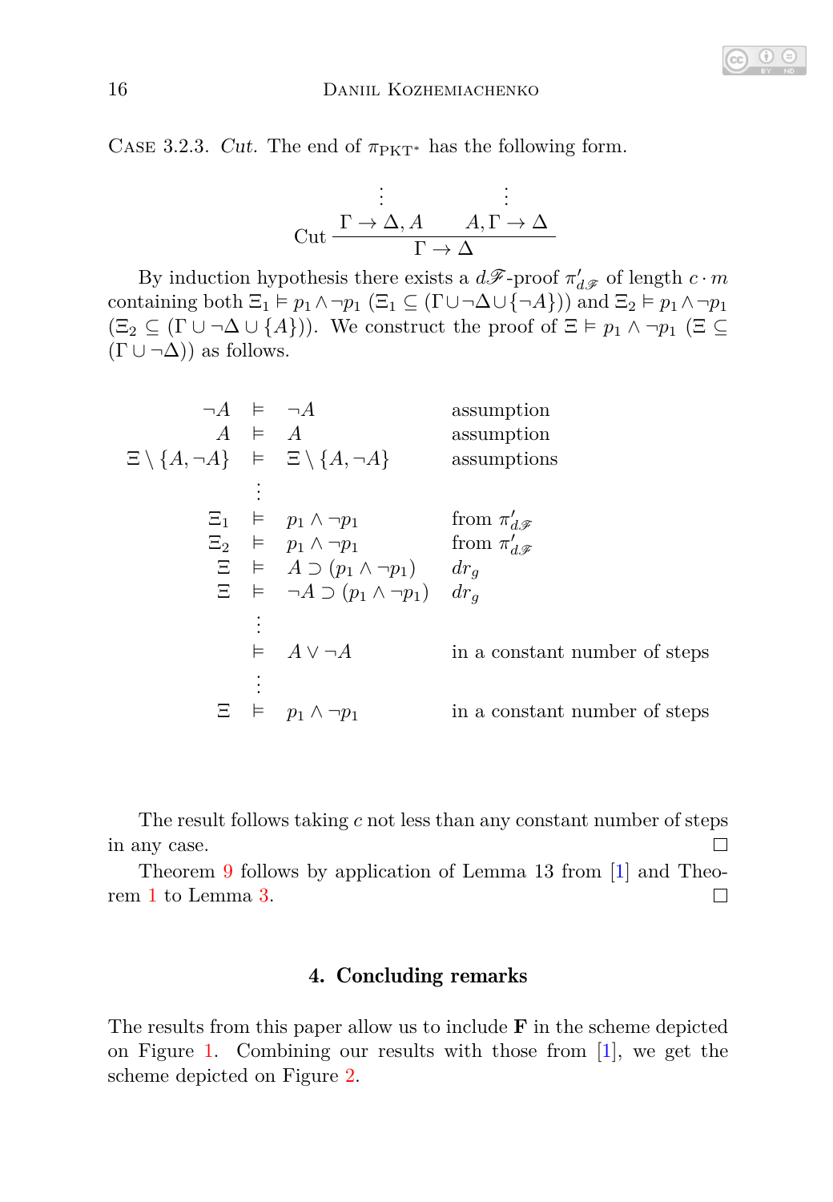Case 3.2.3. *Cut.* The end of $\pi_{\mathrm{PKT}^*}$ has the following form.

$$\dfrac{\begin{array}{cc}\vdots & \vdots \\ \Gamma \to \Delta, A & A, \Gamma \to \Delta\end{array}}{\Gamma \to \Delta}\ \text{Cut}$$

By induction hypothesis there exists a $d\mathscr{F}$-proof $\pi'_{d\mathscr{F}}$ of length $c \cdot m$ containing both $\Xi_1 \vDash p_1 \wedge \neg p_1$ ($\Xi_1 \subseteq (\Gamma \cup \neg\Delta \cup \{\neg A\})$) and $\Xi_2 \vDash p_1 \wedge \neg p_1$ ($\Xi_2 \subseteq (\Gamma \cup \neg\Delta \cup \{A\})$). We construct the proof of $\Xi \vDash p_1 \wedge \neg p_1$ ($\Xi \subseteq (\Gamma \cup \neg\Delta)$) as follows.

$$\begin{array}{rcll}
\neg A & \vDash & \neg A & \text{assumption} \\
A & \vDash & A & \text{assumption} \\
\Xi \setminus \{A, \neg A\} & \vDash & \Xi \setminus \{A, \neg A\} & \text{assumptions} \\
 & \vdots & & \\
\Xi_1 & \vDash & p_1 \wedge \neg p_1 & \text{from } \pi'_{d\mathscr{F}} \\
\Xi_2 & \vDash & p_1 \wedge \neg p_1 & \text{from } \pi'_{d\mathscr{F}} \\
\Xi & \vDash & A \supset (p_1 \wedge \neg p_1) & dr_g \\
\Xi & \vDash & \neg A \supset (p_1 \wedge \neg p_1) & dr_g \\
 & \vdots & & \\
 & \vDash & A \vee \neg A & \text{in a constant number of steps} \\
 & \vdots & & \\
\Xi & \vDash & p_1 \wedge \neg p_1 & \text{in a constant number of steps}
\end{array}$$

The result follows taking $c$ not less than any constant number of steps in any case. □

Theorem 9 follows by application of Lemma 13 from [1] and Theorem 1 to Lemma 3. □

## 4. Concluding remarks

The results from this paper allow us to include **F** in the scheme depicted on Figure 1. Combining our results with those from [1], we get the scheme depicted on Figure 2.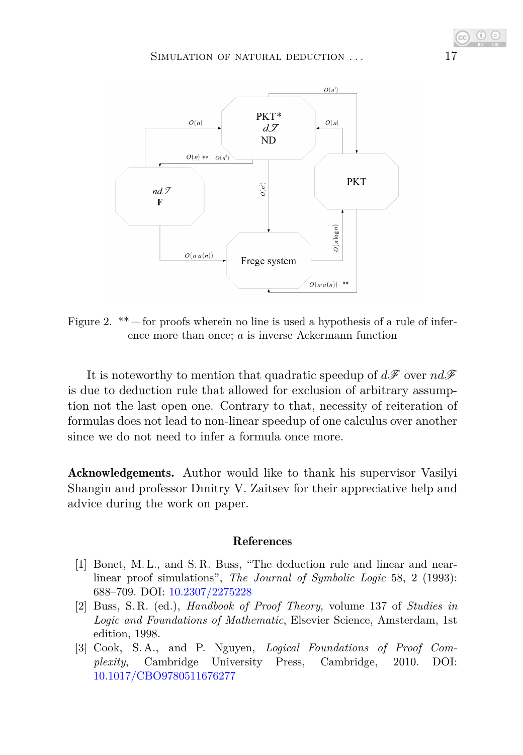Figure 2. ** — for proofs wherein no line is used a hypothesis of a rule of inference more than once; $a$ is inverse Ackermann function

It is noteworthy to mention that quadratic speedup of $d\mathscr{F}$ over $nd\mathscr{F}$ is due to deduction rule that allowed for exclusion of arbitrary assumption not the last open one. Contrary to that, necessity of reiteration of formulas does not lead to non-linear speedup of one calculus over another since we do not need to infer a formula once more.

**Acknowledgements.** Author would like to thank his supervisor Vasilyi Shangin and professor Dmitry V. Zaitsev for their appreciative help and advice during the work on paper.

## References

[1] Bonet, M. L., and S. R. Buss, "The deduction rule and linear and near-linear proof simulations", *The Journal of Symbolic Logic* 58, 2 (1993): 688–709. DOI: 10.2307/2275228

[2] Buss, S. R. (ed.), *Handbook of Proof Theory*, volume 137 of *Studies in Logic and Foundations of Mathematic*, Elsevier Science, Amsterdam, 1st edition, 1998.

[3] Cook, S. A., and P. Nguyen, *Logical Foundations of Proof Complexity*, Cambridge University Press, Cambridge, 2010. DOI: 10.1017/CBO9780511676277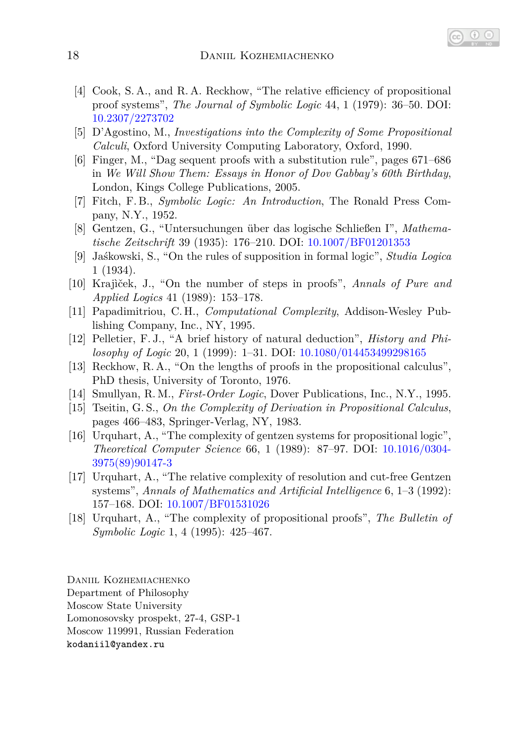[4] Cook, S. A., and R. A. Reckhow, "The relative efficiency of propositional proof systems", *The Journal of Symbolic Logic* 44, 1 (1979): 36–50. DOI: 10.2307/2273702

[5] D'Agostino, M., *Investigations into the Complexity of Some Propositional Calculi*, Oxford University Computing Laboratory, Oxford, 1990.

[6] Finger, M., "Dag sequent proofs with a substitution rule", pages 671–686 in *We Will Show Them: Essays in Honor of Dov Gabbay's 60th Birthday*, London, Kings College Publications, 2005.

[7] Fitch, F. B., *Symbolic Logic: An Introduction*, The Ronald Press Company, N.Y., 1952.

[8] Gentzen, G., "Untersuchungen über das logische Schließen I", *Mathematische Zeitschrift* 39 (1935): 176–210. DOI: 10.1007/BF01201353

[9] Jaśkowski, S., "On the rules of supposition in formal logic", *Studia Logica* 1 (1934).

[10] Krajíček, J., "On the number of steps in proofs", *Annals of Pure and Applied Logics* 41 (1989): 153–178.

[11] Papadimitriou, C. H., *Computational Complexity*, Addison-Wesley Publishing Company, Inc., NY, 1995.

[12] Pelletier, F. J., "A brief history of natural deduction", *History and Philosophy of Logic* 20, 1 (1999): 1–31. DOI: 10.1080/014453499298165

[13] Reckhow, R. A., "On the lengths of proofs in the propositional calculus", PhD thesis, University of Toronto, 1976.

[14] Smullyan, R. M., *First-Order Logic*, Dover Publications, Inc., N.Y., 1995.

[15] Tseitin, G. S., *On the Complexity of Derivation in Propositional Calculus*, pages 466–483, Springer-Verlag, NY, 1983.

[16] Urquhart, A., "The complexity of gentzen systems for propositional logic", *Theoretical Computer Science* 66, 1 (1989): 87–97. DOI: 10.1016/0304-3975(89)90147-3

[17] Urquhart, A., "The relative complexity of resolution and cut-free Gentzen systems", *Annals of Mathematics and Artificial Intelligence* 6, 1–3 (1992): 157–168. DOI: 10.1007/BF01531026

[18] Urquhart, A., "The complexity of propositional proofs", *The Bulletin of Symbolic Logic* 1, 4 (1995): 425–467.

Daniil Kozhemiachenko
Department of Philosophy
Moscow State University
Lomonosovsky prospekt, 27-4, GSP-1
Moscow 119991, Russian Federation
kodaniil@yandex.ru